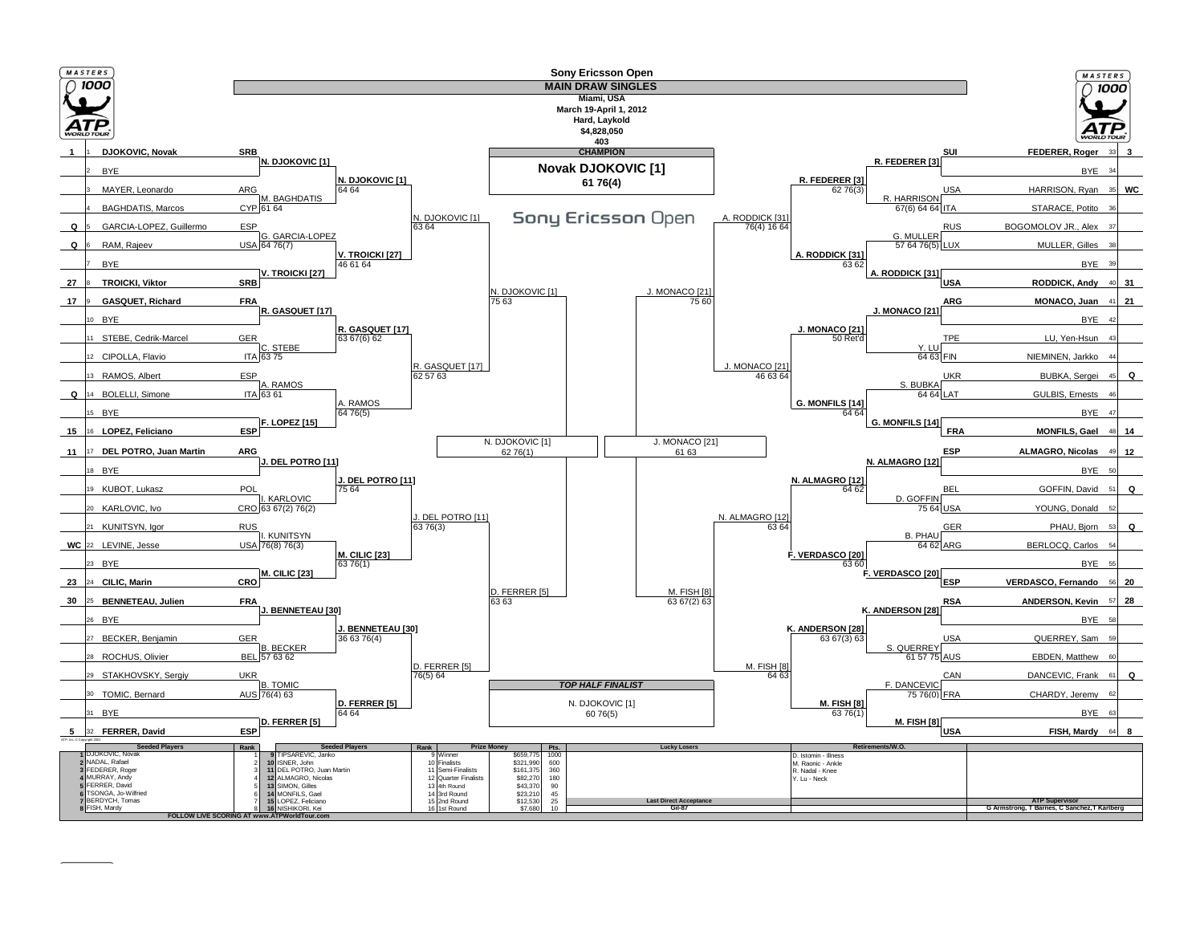# Sony Ericsson Open

## MAIN DRAW SINGLES

Miami, USA
March 19-April 1, 2012
Hard, Laykold
$4,828,050
403

**CHAMPION**
**Novak DJOKOVIC [1]**
61 76(4)

### Top Half – First Round Entries

| Seed | No. | Player | Country |
| --- | --- | --- | --- |
| 1 | 1 | DJOKOVIC, Novak | SRB |
| | 2 | BYE | |
| | 3 | MAYER, Leonardo | ARG |
| | 4 | BAGHDATIS, Marcos | CYP |
| Q | 5 | GARCIA-LOPEZ, Guillermo | ESP |
| Q | 6 | RAM, Rajeev | USA |
| | 7 | BYE | |
| 27 | 8 | TROICKI, Viktor | SRB |
| 17 | 9 | GASQUET, Richard | FRA |
| | 10 | BYE | |
| | 11 | STEBE, Cedrik-Marcel | GER |
| | 12 | CIPOLLA, Flavio | ITA |
| | 13 | RAMOS, Albert | ESP |
| Q | 14 | BOLELLI, Simone | ITA |
| | 15 | BYE | |
| 15 | 16 | LOPEZ, Feliciano | ESP |
| 11 | 17 | DEL POTRO, Juan Martin | ARG |
| | 18 | BYE | |
| | 19 | KUBOT, Lukasz | POL |
| | 20 | KARLOVIC, Ivo | CRO |
| | 21 | KUNITSYN, Igor | RUS |
| WC | 22 | LEVINE, Jesse | USA |
| | 23 | BYE | |
| 23 | 24 | CILIC, Marin | CRO |
| 30 | 25 | BENNETEAU, Julien | FRA |
| | 26 | BYE | |
| | 27 | BECKER, Benjamin | GER |
| | 28 | ROCHUS, Olivier | BEL |
| | 29 | STAKHOVSKY, Sergiy | UKR |
| | 30 | TOMIC, Bernard | AUS |
| | 31 | BYE | |
| 5 | 32 | FERRER, David | ESP |

**Second Round:** N. DJOKOVIC [1]; M. BAGHDATIS 61 64; G. GARCIA-LOPEZ 64 76(7); V. TROICKI [27]; R. GASQUET [17]; C. STEBE 63 75; A. RAMOS 63 61; F. LOPEZ [15]; J. DEL POTRO [11]; I. KARLOVIC 63 67(2) 76(2); I. KUNITSYN 76(8) 76(3); M. CILIC [23]; J. BENNETEAU [30]; B. BECKER 57 63 62; B. TOMIC 76(4) 63; D. FERRER [5]

**Third Round:** N. DJOKOVIC [1] 64 64; V. TROICKI [27] 46 61 64; R. GASQUET [17] 63 67(6) 62; A. RAMOS 64 76(5); J. DEL POTRO [11] 75 64; M. CILIC [23] 63 76(1); J. BENNETEAU [30] 36 63 76(4); D. FERRER [5] 64 64

**Fourth Round:** N. DJOKOVIC [1] 63 64; R. GASQUET [17] 62 57 63; J. DEL POTRO [11] 63 76(3); D. FERRER [5] 76(5) 64

**Quarterfinals:** N. DJOKOVIC [1] 75 63; D. FERRER [5] 63 63

**Semifinal:** N. DJOKOVIC [1] 62 76(1)

**TOP HALF FINALIST**
N. DJOKOVIC [1]
60 76(5)

### Bottom Half – First Round Entries

| Seed | No. | Player | Country |
| --- | --- | --- | --- |
| 3 | 33 | FEDERER, Roger | SUI |
| | 34 | BYE | |
| WC | 35 | HARRISON, Ryan | USA |
| | 36 | STARACE, Potito | ITA |
| | 37 | BOGOMOLOV JR., Alex | RUS |
| | 38 | MULLER, Gilles | LUX |
| | 39 | BYE | |
| 31 | 40 | RODDICK, Andy | USA |
| 21 | 41 | MONACO, Juan | ARG |
| | 42 | BYE | |
| | 43 | LU, Yen-Hsun | TPE |
| | 44 | NIEMINEN, Jarkko | FIN |
| Q | 45 | BUBKA, Sergei | UKR |
| | 46 | GULBIS, Ernests | LAT |
| | 47 | BYE | |
| 14 | 48 | MONFILS, Gael | FRA |
| 12 | 49 | ALMAGRO, Nicolas | ESP |
| | 50 | BYE | |
| Q | 51 | GOFFIN, David | BEL |
| | 52 | YOUNG, Donald | USA |
| Q | 53 | PHAU, Bjorn | GER |
| | 54 | BERLOCQ, Carlos | ARG |
| | 55 | BYE | |
| 20 | 56 | VERDASCO, Fernando | ESP |
| 28 | 57 | ANDERSON, Kevin | RSA |
| | 58 | BYE | |
| | 59 | QUERREY, Sam | USA |
| | 60 | EBDEN, Matthew | AUS |
| Q | 61 | DANCEVIC, Frank | CAN |
| | 62 | CHARDY, Jeremy | FRA |
| | 63 | BYE | |
| 8 | 64 | FISH, Mardy | USA |

**Second Round:** R. FEDERER [3]; R. HARRISON 67(6) 64 64; G. MULLER 57 64 76(5); A. RODDICK [31]; J. MONACO [21]; Y. LU 64 63; S. BUBKA 64 64; G. MONFILS [14]; N. ALMAGRO [12]; D. GOFFIN 75 64; B. PHAU 64 62; F. VERDASCO [20]; K. ANDERSON [28]; S. QUERREY 61 57 75; F. DANCEVIC 75 76(0); M. FISH [8]

**Third Round:** R. FEDERER [3] 62 76(3); A. RODDICK [31] 63 62; J. MONACO [21] 50 Ret'd; G. MONFILS [14] 64 64; N. ALMAGRO [12] 64 62; F. VERDASCO [20] 63 60; K. ANDERSON [28] 63 67(3) 63; M. FISH [8] 63 76(1)

**Fourth Round:** A. RODDICK [31] 76(4) 16 64; J. MONACO [21] 46 63 64; N. ALMAGRO [12] 63 64; M. FISH [8] 64 63

**Quarterfinals:** J. MONACO [21] 75 60; M. FISH [8] 63 67(2) 63

**Semifinal:** J. MONACO [21] 61 63

### Seeded Players

| Seed | Player | Rank | Seed | Player | Rank |
| --- | --- | --- | --- | --- | --- |
| 1 | DJOKOVIC, Novak | 1 | 9 | TIPSAREVIC, Janko | 9 |
| 2 | NADAL, Rafael | 2 | 10 | ISNER, John | 10 |
| 3 | FEDERER, Roger | 3 | 11 | DEL POTRO, Juan Martin | 11 |
| 4 | MURRAY, Andy | 4 | 12 | ALMAGRO, Nicolas | 12 |
| 5 | FERRER, David | 5 | 13 | SIMON, Gilles | 13 |
| 6 | TSONGA, Jo-Wilfried | 6 | 14 | MONFILS, Gael | 14 |
| 7 | BERDYCH, Tomas | 7 | 15 | LOPEZ, Feliciano | 15 |
| 8 | FISH, Mardy | 8 | 16 | NISHIKORI, Kei | 16 |

### Prize Money

| Round | Prize Money | Pts. |
| --- | --- | --- |
| Winner | $659,775 | 1000 |
| Finalists | $321,990 | 600 |
| Semi-Finalists | $161,375 | 360 |
| Quarter Finalists | $82,270 | 180 |
| 4th Round | $43,370 | 90 |
| 3rd Round | $23,210 | 45 |
| 2nd Round | $12,530 | 25 |
| 1st Round | $7,680 | 10 |

**Lucky Losers**

**Last Direct Acceptance:** Gil-87

**Retirements/W.O.**
D. Istomin - Illness
M. Raonic - Ankle
R. Nadal - Knee
Y. Lu - Neck

**ATP Supervisor:** G Armstrong, T Barnes, C Sanchez,T Karlberg

FOLLOW LIVE SCORING AT www.ATPWorldTour.com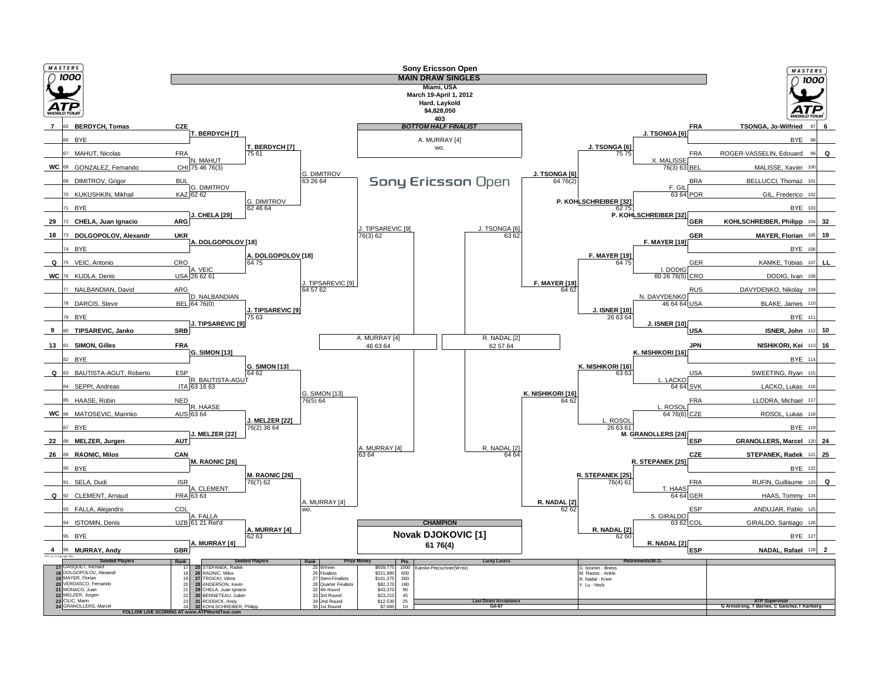# Sony Ericsson Open

## MAIN DRAW SINGLES

**Miami, USA**
**March 19-April 1, 2012**
**Hard, Laykold**
**$4,828,050**
**403**

***BOTTOM HALF FINALIST***

A. MURRAY [4]
wo.

### Left section (draw positions 65–96)

| Seed | No. | Player | Country | Round 1 | Round 2 | Round 3 | Round 4 | Quarterfinal |
|---|---|---|---|---|---|---|---|---|
| 7 | 65 | **BERDYCH, Tomas** | **CZE** | **T. BERDYCH [7]** | **T. BERDYCH [7]** 75 61 | G. DIMITROV 63 26 64 | J. TIPSAREVIC [9] 76(3) 62 | A. MURRAY [4] 46 63 64 |
| | 66 | BYE | | | | | | |
| | 67 | MAHUT, Nicolas | FRA | N. MAHUT 75 46 76(3) | | | | |
| WC | 68 | GONZALEZ, Fernando | CHI | | | | | |
| | 69 | DIMITROV, Grigor | BUL | G. DIMITROV 62 62 | G. DIMITROV 62 46 64 | | | |
| | 70 | KUKUSHKIN, Mikhail | KAZ | | | | | |
| | 71 | BYE | | **J. CHELA [29]** | | | | |
| 29 | 72 | **CHELA, Juan Ignacio** | **ARG** | | | | | |
| 18 | 73 | **DOLGOPOLOV, Alexandr** | **UKR** | **A. DOLGOPOLOV [18]** | **A. DOLGOPOLOV [18]** 64 75 | J. TIPSAREVIC [9] 64 57 62 | | |
| | 74 | BYE | | | | | | |
| Q | 75 | VEIC, Antonio | CRO | A. VEIC 26 62 61 | | | | |
| WC | 76 | KUDLA, Denis | USA | | | | | |
| | 77 | NALBANDIAN, David | ARG | D. NALBANDIAN 64 76(0) | **J. TIPSAREVIC [9]** 75 63 | | | |
| | 78 | DARCIS, Steve | BEL | | | | | |
| | 79 | BYE | | **J. TIPSAREVIC [9]** | | | | |
| 9 | 80 | **TIPSAREVIC, Janko** | **SRB** | | | | | |
| 13 | 81 | **SIMON, Gilles** | **FRA** | **G. SIMON [13]** | **G. SIMON [13]** 64 62 | G. SIMON [13] 76(5) 64 | A. MURRAY [4] 63 64 | |
| | 82 | BYE | | | | | | |
| Q | 83 | BAUTISTA-AGUT, Roberto | ESP | R. BAUTISTA-AGUT 63 16 63 | | | | |
| | 84 | SEPPI, Andreas | ITA | | | | | |
| | 85 | HAASE, Robin | NED | R. HAASE 63 64 | **J. MELZER [22]** 76(2) 36 64 | | | |
| WC | 86 | MATOSEVIC, Marinko | AUS | | | | | |
| | 87 | BYE | | **J. MELZER [22]** | | | | |
| 22 | 88 | **MELZER, Jurgen** | **AUT** | | | | | |
| 26 | 89 | **RAONIC, Milos** | **CAN** | **M. RAONIC [26]** | **M. RAONIC [26]** 76(7) 62 | A. MURRAY [4] wo. | | |
| | 90 | BYE | | | | | | |
| | 91 | SELA, Dudi | ISR | A. CLEMENT 63 63 | | | | |
| Q | 92 | CLEMENT, Arnaud | FRA | | | | | |
| | 93 | FALLA, Alejandro | COL | A. FALLA 61 21 Ret'd | **A. MURRAY [4]** 62 63 | | | |
| | 94 | ISTOMIN, Denis | UZB | | | | | |
| | 95 | BYE | | **A. MURRAY [4]** | | | | |
| 4 | 96 | **MURRAY, Andy** | **GBR** | | | | | |

### Right section (draw positions 97–128)

| Seed | No. | Player | Country | Round 1 | Round 2 | Round 3 | Round 4 | Quarterfinal |
|---|---|---|---|---|---|---|---|---|
| 6 | 97 | **TSONGA, Jo-Wilfried** | **FRA** | **J. TSONGA [6]** | **J. TSONGA [6]** 75 75 | J. TSONGA [6] 64 76(2) | J. TSONGA [6] 63 62 | R. NADAL [2] 62 57 64 |
| | 98 | BYE | | | | | | |
| Q | 99 | ROGER-VASSELIN, Edouard | FRA | X. MALISSE 76(3) 63 | | | | |
| | 100 | MALISSE, Xavier | BEL | | | | | |
| | 101 | BELLUCCI, Thomaz | BRA | F. GIL 63 64 | P. KOHLSCHREIBER [32] 62 75 | | | |
| | 102 | GIL, Frederico | POR | | | | | |
| | 103 | BYE | | P. KOHLSCHREIBER [32] | | | | |
| 32 | 104 | **KOHLSCHREIBER, Philipp** | **GER** | | | | | |
| 19 | 105 | **MAYER, Florian** | **GER** | **F. MAYER [19]** | **F. MAYER [19]** 64 75 | **F. MAYER [19]** 64 62 | | |
| | 106 | BYE | | | | | | |
| LL | 107 | KAMKE, Tobias | GER | I. DODIG 60 26 76(5) | | | | |
| | 108 | DODIG, Ivan | CRO | | | | | |
| | 109 | DAVYDENKO, Nikolay | RUS | N. DAVYDENKO 46 64 64 | **J. ISNER [10]** 26 63 64 | | | |
| | 110 | BLAKE, James | USA | | | | | |
| | 111 | BYE | | **J. ISNER [10]** | | | | |
| 10 | 112 | **ISNER, John** | **USA** | | | | | |
| 16 | 113 | **NISHIKORI, Kei** | **JPN** | **K. NISHIKORI [16]** | **K. NISHIKORI [16]** 63 63 | **K. NISHIKORI [16]** 64 62 | R. NADAL [2] 64 64 | |
| | 114 | BYE | | | | | | |
| | 115 | SWEETING, Ryan | USA | L. LACKO 64 64 | | | | |
| | 116 | LACKO, Lukas | SVK | | | | | |
| | 117 | LLODRA, Michael | FRA | L. ROSOL 64 76(6) | L. ROSOL 26 63 61 | | | |
| | 118 | ROSOL, Lukas | CZE | | | | | |
| | 119 | BYE | | **M. GRANOLLERS [24]** | | | | |
| 24 | 120 | **GRANOLLERS, Marcel** | **ESP** | | | | | |
| 25 | 121 | **STEPANEK, Radek** | **CZE** | **R. STEPANEK [25]** | **R. STEPANEK [25]** 76(4) 61 | **R. NADAL [2]** 62 62 | | |
| | 122 | BYE | | | | | | |
| Q | 123 | RUFIN, Guillaume | FRA | T. HAAS 64 64 | | | | |
| | 124 | HAAS, Tommy | GER | | | | | |
| | 125 | ANDUJAR, Pablo | ESP | S. GIRALDO 63 62 | **R. NADAL [2]** 62 60 | | | |
| | 126 | GIRALDO, Santiago | COL | | | | | |
| | 127 | BYE | | **R. NADAL [2]** | | | | |
| 2 | 128 | **NADAL, Rafael** | **ESP** | | | | | |

Semifinal: A. MURRAY [4] wo.

**CHAMPION**

**Novak DJOKOVIC [1]**

**61 76(4)**

| Seeded Players | Rank | Seeded Players | Rank | Prize Money | | Pts. | Lucky Losers | Retirements/W.O. |
|---|---|---|---|---|---|---|---|---|
| 17 GASQUET, Richard | 17 | 25 STEPANEK, Radek | 25 | Winner | $659,775 | 1000 | Kamke-Petzschner(Wrist) | D. Istomin - Illness |
| 18 DOLGOPOLOV, Alexandr | 18 | 26 RAONIC, Milos | 26 | Finalists | $321,990 | 600 | | M. Raonic - Ankle |
| 19 MAYER, Florian | 19 | 27 TROICKI, Viktor | 27 | Semi-Finalists | $161,375 | 360 | | R. Nadal - Knee |
| 20 VERDASCO, Fernando | 20 | 28 ANDERSON, Kevin | 28 | Quarter Finalists | $82,270 | 180 | | Y. Lu - Neck |
| 21 MONACO, Juan | 21 | 29 CHELA, Juan Ignacio | 32 | 4th Round | $43,370 | 90 | | |
| 22 MELZER, Jurgen | 22 | 30 BENNETEAU, Julien | 33 | 3rd Round | $23,210 | 45 | | |
| 23 CILIC, Marin | 23 | 31 RODDICK, Andy | 34 | 2nd Round | $12,530 | 25 | **Last Direct Acceptance** | |
| 24 GRANOLLERS, Marcel | 24 | 32 KOHLSCHREIBER, Philipp | 35 | 1st Round | $7,680 | 10 | Gil-87 | |

**ATP Supervisor:** G Armstrong, T Barnes, C Sanchez, T Karlberg

FOLLOW LIVE SCORING AT www.ATPWorldTour.com